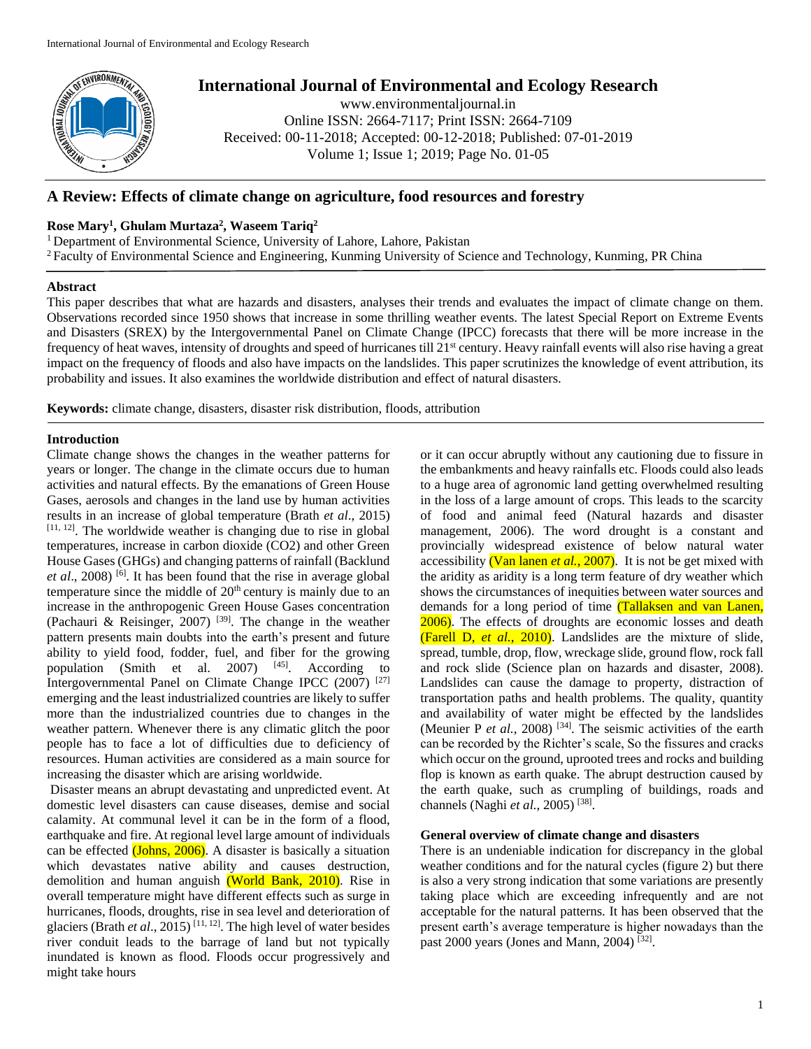# International Journal of Environmental and Ecology Research

www.environmentaljournal.in
Online ISSN: 2664-7117; Print ISSN: 2664-7109
Received: 00-11-2018; Accepted: 00-12-2018; Published: 07-01-2019
Volume 1; Issue 1; 2019; Page No. 01-05

## A Review: Effects of climate change on agriculture, food resources and forestry

**Rose Mary[1], Ghulam Murtaza[2], Waseem Tariq[2]**

[1] Department of Environmental Science, University of Lahore, Lahore, Pakistan
[2] Faculty of Environmental Science and Engineering, Kunming University of Science and Technology, Kunming, PR China

### Abstract

This paper describes that what are hazards and disasters, analyses their trends and evaluates the impact of climate change on them. Observations recorded since 1950 shows that increase in some thrilling weather events. The latest Special Report on Extreme Events and Disasters (SREX) by the Intergovernmental Panel on Climate Change (IPCC) forecasts that there will be more increase in the frequency of heat waves, intensity of droughts and speed of hurricanes till 21st century. Heavy rainfall events will also rise having a great impact on the frequency of floods and also have impacts on the landslides. This paper scrutinizes the knowledge of event attribution, its probability and issues. It also examines the worldwide distribution and effect of natural disasters.

**Keywords:** climate change, disasters, disaster risk distribution, floods, attribution

### Introduction

Climate change shows the changes in the weather patterns for years or longer. The change in the climate occurs due to human activities and natural effects. By the emanations of Green House Gases, aerosols and changes in the land use by human activities results in an increase of global temperature (Brath *et al*., 2015) [11, 12]. The worldwide weather is changing due to rise in global temperatures, increase in carbon dioxide (CO2) and other Green House Gases (GHGs) and changing patterns of rainfall (Backlund *et al*., 2008) [6]. It has been found that the rise in average global temperature since the middle of 20th century is mainly due to an increase in the anthropogenic Green House Gases concentration (Pachauri & Reisinger, 2007) [39]. The change in the weather pattern presents main doubts into the earth's present and future ability to yield food, fodder, fuel, and fiber for the growing population (Smith et al. 2007) [45]. According to Intergovernmental Panel on Climate Change IPCC (2007) [27] emerging and the least industrialized countries are likely to suffer more than the industrialized countries due to changes in the weather pattern. Whenever there is any climatic glitch the poor people has to face a lot of difficulties due to deficiency of resources. Human activities are considered as a main source for increasing the disaster which are arising worldwide.

Disaster means an abrupt devastating and unpredicted event. At domestic level disasters can cause diseases, demise and social calamity. At communal level it can be in the form of a flood, earthquake and fire. At regional level large amount of individuals can be effected (Johns, 2006). A disaster is basically a situation which devastates native ability and causes destruction, demolition and human anguish (World Bank, 2010). Rise in overall temperature might have different effects such as surge in hurricanes, floods, droughts, rise in sea level and deterioration of glaciers (Brath *et al*., 2015) [11, 12]. The high level of water besides river conduit leads to the barrage of land but not typically inundated is known as flood. Floods occur progressively and might take hours or it can occur abruptly without any cautioning due to fissure in the embankments and heavy rainfalls etc. Floods could also leads to a huge area of agronomic land getting overwhelmed resulting in the loss of a large amount of crops. This leads to the scarcity of food and animal feed (Natural hazards and disaster management, 2006). The word drought is a constant and provincially widespread existence of below natural water accessibility (Van lanen *et al.*, 2007). It is not be get mixed with the aridity as aridity is a long term feature of dry weather which shows the circumstances of inequities between water sources and demands for a long period of time (Tallaksen and van Lanen, 2006). The effects of droughts are economic losses and death (Farell D, *et al.,* 2010). Landslides are the mixture of slide, spread, tumble, drop, flow, wreckage slide, ground flow, rock fall and rock slide (Science plan on hazards and disaster, 2008). Landslides can cause the damage to property, distraction of transportation paths and health problems. The quality, quantity and availability of water might be effected by the landslides (Meunier P *et al.,* 2008) [34]. The seismic activities of the earth can be recorded by the Richter's scale, So the fissures and cracks which occur on the ground, uprooted trees and rocks and building flop is known as earth quake. The abrupt destruction caused by the earth quake, such as crumpling of buildings, roads and channels (Naghi *et al.,* 2005) [38].

### General overview of climate change and disasters

There is an undeniable indication for discrepancy in the global weather conditions and for the natural cycles (figure 2) but there is also a very strong indication that some variations are presently taking place which are exceeding infrequently and are not acceptable for the natural patterns. It has been observed that the present earth's average temperature is higher nowadays than the past 2000 years (Jones and Mann, 2004) [32].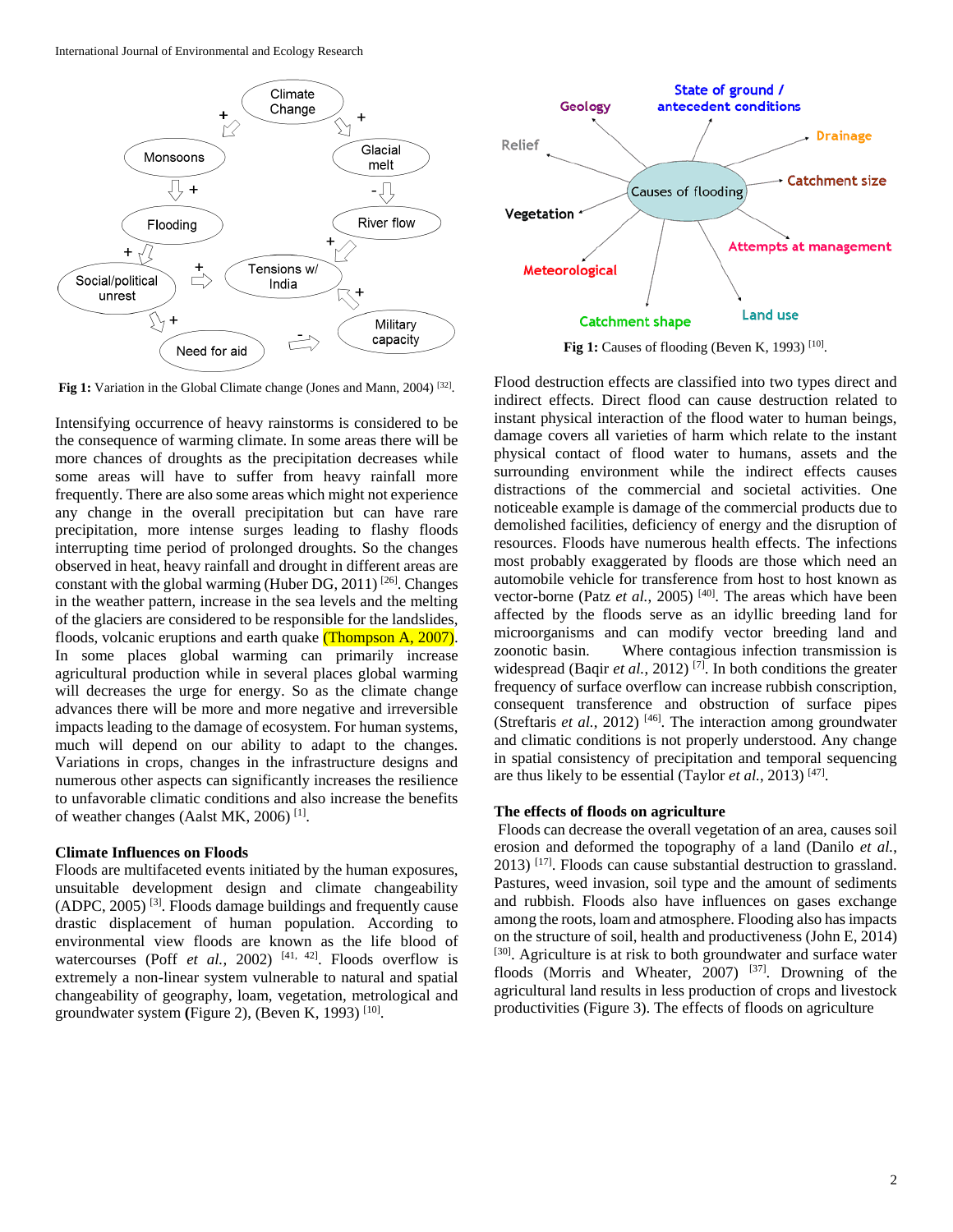Fig 1: Variation in the Global Climate change (Jones and Mann, 2004) [32].

Intensifying occurrence of heavy rainstorms is considered to be the consequence of warming climate. In some areas there will be more chances of droughts as the precipitation decreases while some areas will have to suffer from heavy rainfall more frequently. There are also some areas which might not experience any change in the overall precipitation but can have rare precipitation, more intense surges leading to flashy floods interrupting time period of prolonged droughts. So the changes observed in heat, heavy rainfall and drought in different areas are constant with the global warming (Huber DG, 2011) [26]. Changes in the weather pattern, increase in the sea levels and the melting of the glaciers are considered to be responsible for the landslides, floods, volcanic eruptions and earth quake (Thompson A, 2007). In some places global warming can primarily increase agricultural production while in several places global warming will decreases the urge for energy. So as the climate change advances there will be more and more negative and irreversible impacts leading to the damage of ecosystem. For human systems, much will depend on our ability to adapt to the changes. Variations in crops, changes in the infrastructure designs and numerous other aspects can significantly increases the resilience to unfavorable climatic conditions and also increase the benefits of weather changes (Aalst MK, 2006) [1].

## Climate Influences on Floods

Floods are multifaceted events initiated by the human exposures, unsuitable development design and climate changeability (ADPC, 2005) [3]. Floods damage buildings and frequently cause drastic displacement of human population. According to environmental view floods are known as the life blood of watercourses (Poff *et al.*, 2002) [41, 42]. Floods overflow is extremely a non-linear system vulnerable to natural and spatial changeability of geography, loam, vegetation, metrological and groundwater system (Figure 2), (Beven K, 1993) [10].

Fig 1: Causes of flooding (Beven K, 1993) [10].

Flood destruction effects are classified into two types direct and indirect effects. Direct flood can cause destruction related to instant physical interaction of the flood water to human beings, damage covers all varieties of harm which relate to the instant physical contact of flood water to humans, assets and the surrounding environment while the indirect effects causes distractions of the commercial and societal activities. One noticeable example is damage of the commercial products due to demolished facilities, deficiency of energy and the disruption of resources. Floods have numerous health effects. The infections most probably exaggerated by floods are those which need an automobile vehicle for transference from host to host known as vector-borne (Patz *et al.*, 2005) [40]. The areas which have been affected by the floods serve as an idyllic breeding land for microorganisms and can modify vector breeding land and zoonotic basin. Where contagious infection transmission is widespread (Baqir *et al.*, 2012) [7]. In both conditions the greater frequency of surface overflow can increase rubbish conscription, consequent transference and obstruction of surface pipes (Streftaris *et al.*, 2012) [46]. The interaction among groundwater and climatic conditions is not properly understood. Any change in spatial consistency of precipitation and temporal sequencing are thus likely to be essential (Taylor *et al.*, 2013) [47].

## The effects of floods on agriculture

Floods can decrease the overall vegetation of an area, causes soil erosion and deformed the topography of a land (Danilo *et al.*, 2013) [17]. Floods can cause substantial destruction to grassland. Pastures, weed invasion, soil type and the amount of sediments and rubbish. Floods also have influences on gases exchange among the roots, loam and atmosphere. Flooding also has impacts on the structure of soil, health and productiveness (John E, 2014) [30]. Agriculture is at risk to both groundwater and surface water floods (Morris and Wheater, 2007) [37]. Drowning of the agricultural land results in less production of crops and livestock productivities (Figure 3). The effects of floods on agriculture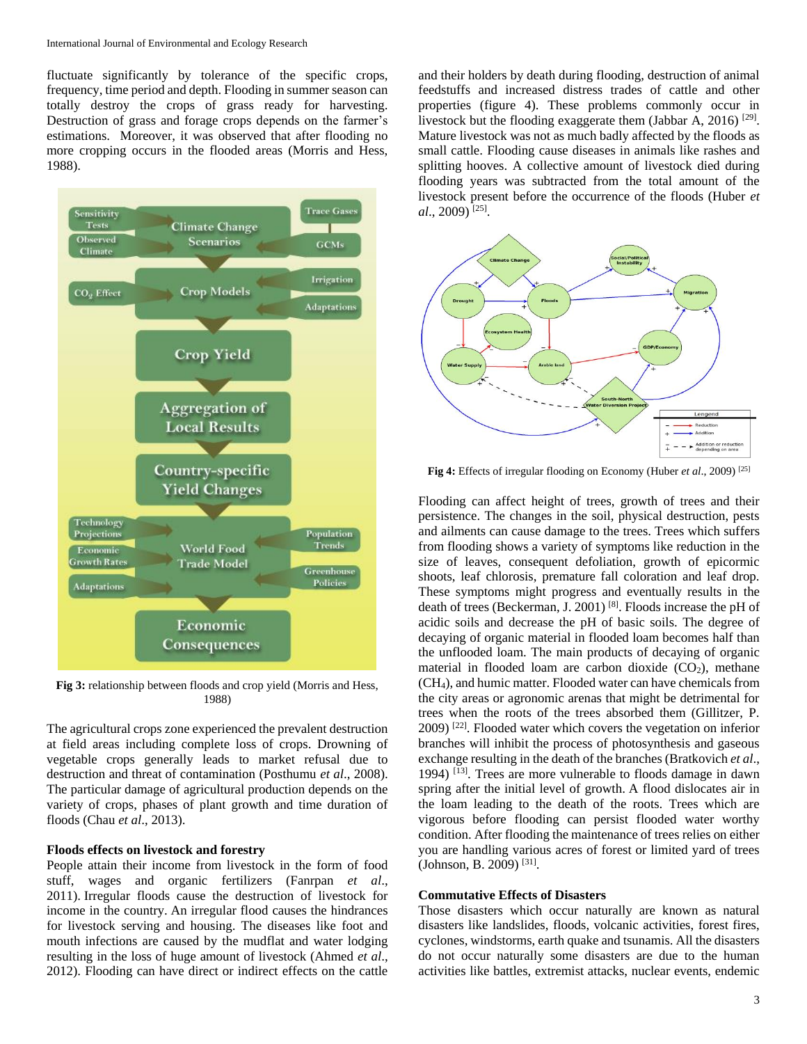fluctuate significantly by tolerance of the specific crops, frequency, time period and depth. Flooding in summer season can totally destroy the crops of grass ready for harvesting. Destruction of grass and forage crops depends on the farmer's estimations. Moreover, it was observed that after flooding no more cropping occurs in the flooded areas (Morris and Hess, 1988).

**Fig 3:** relationship between floods and crop yield (Morris and Hess, 1988)

The agricultural crops zone experienced the prevalent destruction at field areas including complete loss of crops. Drowning of vegetable crops generally leads to market refusal due to destruction and threat of contamination (Posthumu *et al.*, 2008). The particular damage of agricultural production depends on the variety of crops, phases of plant growth and time duration of floods (Chau *et al.*, 2013).

### Floods effects on livestock and forestry

People attain their income from livestock in the form of food stuff, wages and organic fertilizers (Fanrpan *et al.*, 2011). Irregular floods cause the destruction of livestock for income in the country. An irregular flood causes the hindrances for livestock serving and housing. The diseases like foot and mouth infections are caused by the mudflat and water lodging resulting in the loss of huge amount of livestock (Ahmed *et al.*, 2012). Flooding can have direct or indirect effects on the cattle and their holders by death during flooding, destruction of animal feedstuffs and increased distress trades of cattle and other properties (figure 4). These problems commonly occur in livestock but the flooding exaggerate them (Jabbar A, 2016) [29]. Mature livestock was not as much badly affected by the floods as small cattle. Flooding cause diseases in animals like rashes and splitting hooves. A collective amount of livestock died during flooding years was subtracted from the total amount of the livestock present before the occurrence of the floods (Huber *et al.*, 2009) [25].

**Fig 4:** Effects of irregular flooding on Economy (Huber *et al.*, 2009) [25]

Flooding can affect height of trees, growth of trees and their persistence. The changes in the soil, physical destruction, pests and ailments can cause damage to the trees. Trees which suffers from flooding shows a variety of symptoms like reduction in the size of leaves, consequent defoliation, growth of epicormic shoots, leaf chlorosis, premature fall coloration and leaf drop. These symptoms might progress and eventually results in the death of trees (Beckerman, J. 2001) [8]. Floods increase the pH of acidic soils and decrease the pH of basic soils. The degree of decaying of organic material in flooded loam becomes half than the unflooded loam. The main products of decaying of organic material in flooded loam are carbon dioxide ($CO_2$), methane ($CH_4$), and humic matter. Flooded water can have chemicals from the city areas or agronomic arenas that might be detrimental for trees when the roots of the trees absorbed them (Gillitzer, P. 2009) [22]. Flooded water which covers the vegetation on inferior branches will inhibit the process of photosynthesis and gaseous exchange resulting in the death of the branches (Bratkovich *et al.*, 1994) [13]. Trees are more vulnerable to floods damage in dawn spring after the initial level of growth. A flood dislocates air in the loam leading to the death of the roots. Trees which are vigorous before flooding can persist flooded water worthy condition. After flooding the maintenance of trees relies on either you are handling various acres of forest or limited yard of trees (Johnson, B. 2009) [31].

### Commutative Effects of Disasters

Those disasters which occur naturally are known as natural disasters like landslides, floods, volcanic activities, forest fires, cyclones, windstorms, earth quake and tsunamis. All the disasters do not occur naturally some disasters are due to the human activities like battles, extremist attacks, nuclear events, endemic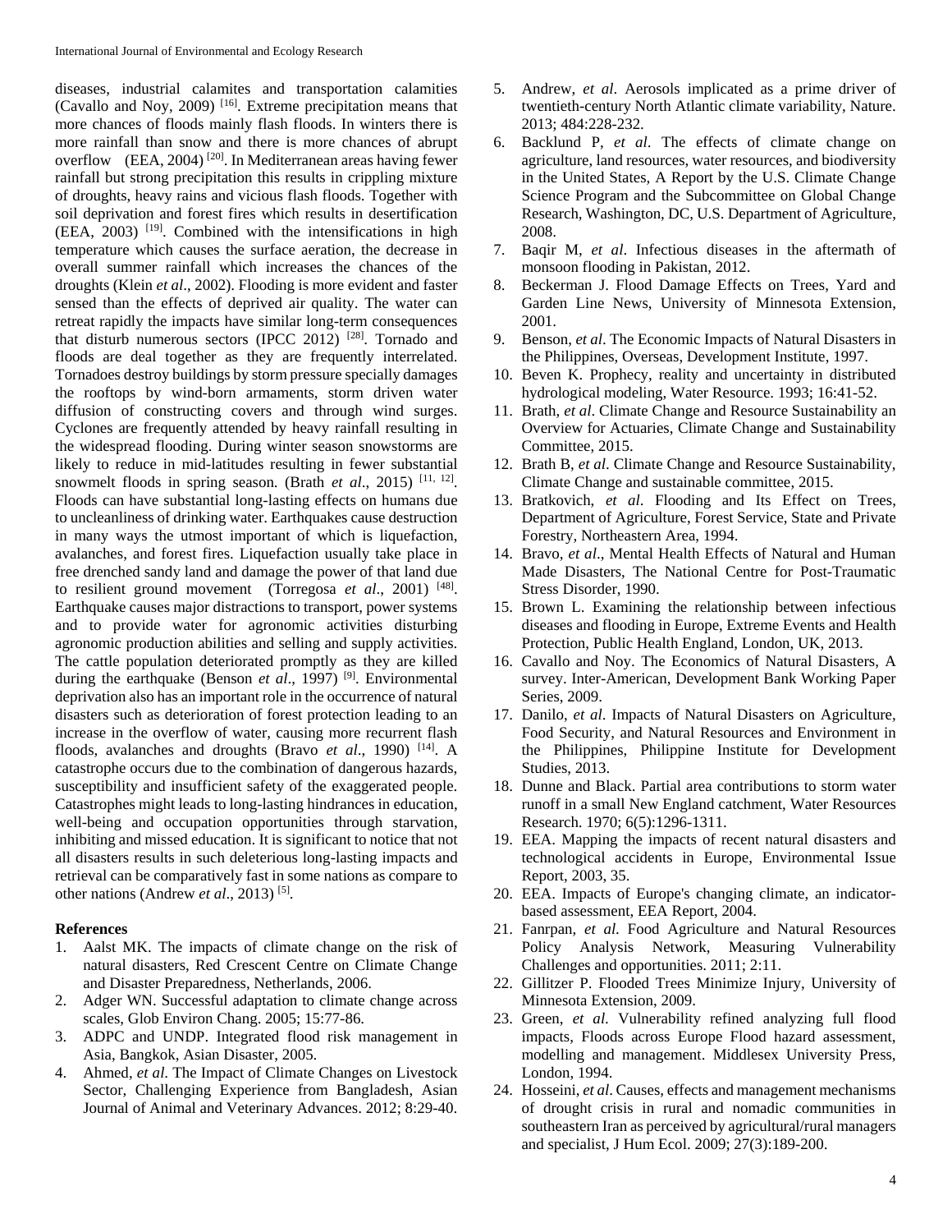diseases, industrial calamites and transportation calamities (Cavallo and Noy, 2009) [16]. Extreme precipitation means that more chances of floods mainly flash floods. In winters there is more rainfall than snow and there is more chances of abrupt overflow (EEA, 2004) [20]. In Mediterranean areas having fewer rainfall but strong precipitation this results in crippling mixture of droughts, heavy rains and vicious flash floods. Together with soil deprivation and forest fires which results in desertification (EEA, 2003) [19]. Combined with the intensifications in high temperature which causes the surface aeration, the decrease in overall summer rainfall which increases the chances of the droughts (Klein *et al*., 2002). Flooding is more evident and faster sensed than the effects of deprived air quality. The water can retreat rapidly the impacts have similar long-term consequences that disturb numerous sectors (IPCC 2012) [28]. Tornado and floods are deal together as they are frequently interrelated. Tornadoes destroy buildings by storm pressure specially damages the rooftops by wind-born armaments, storm driven water diffusion of constructing covers and through wind surges. Cyclones are frequently attended by heavy rainfall resulting in the widespread flooding. During winter season snowstorms are likely to reduce in mid-latitudes resulting in fewer substantial snowmelt floods in spring season. (Brath *et al*., 2015) [11, 12]. Floods can have substantial long-lasting effects on humans due to uncleanliness of drinking water. Earthquakes cause destruction in many ways the utmost important of which is liquefaction, avalanches, and forest fires. Liquefaction usually take place in free drenched sandy land and damage the power of that land due to resilient ground movement (Torregosa *et al*., 2001) [48]. Earthquake causes major distractions to transport, power systems and to provide water for agronomic activities disturbing agronomic production abilities and selling and supply activities. The cattle population deteriorated promptly as they are killed during the earthquake (Benson *et al*., 1997) [9]. Environmental deprivation also has an important role in the occurrence of natural disasters such as deterioration of forest protection leading to an increase in the overflow of water, causing more recurrent flash floods, avalanches and droughts (Bravo *et al*., 1990) [14]. A catastrophe occurs due to the combination of dangerous hazards, susceptibility and insufficient safety of the exaggerated people. Catastrophes might leads to long-lasting hindrances in education, well-being and occupation opportunities through starvation, inhibiting and missed education. It is significant to notice that not all disasters results in such deleterious long-lasting impacts and retrieval can be comparatively fast in some nations as compare to other nations (Andrew *et al*., 2013) [5].

## References

1. Aalst MK. The impacts of climate change on the risk of natural disasters, Red Crescent Centre on Climate Change and Disaster Preparedness, Netherlands, 2006.
2. Adger WN. Successful adaptation to climate change across scales, Glob Environ Chang. 2005; 15:77-86.
3. ADPC and UNDP. Integrated flood risk management in Asia, Bangkok, Asian Disaster, 2005.
4. Ahmed, *et al.* The Impact of Climate Changes on Livestock Sector, Challenging Experience from Bangladesh, Asian Journal of Animal and Veterinary Advances. 2012; 8:29-40.
5. Andrew, *et al*. Aerosols implicated as a prime driver of twentieth-century North Atlantic climate variability, Nature. 2013; 484:228-232.
6. Backlund P, *et al.* The effects of climate change on agriculture, land resources, water resources, and biodiversity in the United States, A Report by the U.S. Climate Change Science Program and the Subcommittee on Global Change Research, Washington, DC, U.S. Department of Agriculture, 2008.
7. Baqir M, *et al*. Infectious diseases in the aftermath of monsoon flooding in Pakistan, 2012.
8. Beckerman J. Flood Damage Effects on Trees, Yard and Garden Line News, University of Minnesota Extension, 2001.
9. Benson, *et al*. The Economic Impacts of Natural Disasters in the Philippines, Overseas, Development Institute, 1997.
10. Beven K. Prophecy, reality and uncertainty in distributed hydrological modeling, Water Resource. 1993; 16:41-52.
11. Brath, *et al*. Climate Change and Resource Sustainability an Overview for Actuaries, Climate Change and Sustainability Committee, 2015.
12. Brath B, *et al*. Climate Change and Resource Sustainability, Climate Change and sustainable committee, 2015.
13. Bratkovich, *et al*. Flooding and Its Effect on Trees, Department of Agriculture, Forest Service, State and Private Forestry, Northeastern Area, 1994.
14. Bravo, *et al*., Mental Health Effects of Natural and Human Made Disasters, The National Centre for Post-Traumatic Stress Disorder, 1990.
15. Brown L. Examining the relationship between infectious diseases and flooding in Europe, Extreme Events and Health Protection, Public Health England, London, UK, 2013.
16. Cavallo and Noy. The Economics of Natural Disasters, A survey. Inter-American, Development Bank Working Paper Series, 2009.
17. Danilo, *et al*. Impacts of Natural Disasters on Agriculture, Food Security, and Natural Resources and Environment in the Philippines, Philippine Institute for Development Studies, 2013.
18. Dunne and Black. Partial area contributions to storm water runoff in a small New England catchment, Water Resources Research. 1970; 6(5):1296-1311.
19. EEA. Mapping the impacts of recent natural disasters and technological accidents in Europe, Environmental Issue Report, 2003, 35.
20. EEA. Impacts of Europe's changing climate, an indicator-based assessment, EEA Report, 2004.
21. Fanrpan, *et al.* Food Agriculture and Natural Resources Policy Analysis Network, Measuring Vulnerability Challenges and opportunities. 2011; 2:11.
22. Gillitzer P. Flooded Trees Minimize Injury, University of Minnesota Extension, 2009.
23. Green, *et al.* Vulnerability refined analyzing full flood impacts, Floods across Europe Flood hazard assessment, modelling and management. Middlesex University Press, London, 1994.
24. Hosseini, *et al*. Causes, effects and management mechanisms of drought crisis in rural and nomadic communities in southeastern Iran as perceived by agricultural/rural managers and specialist, J Hum Ecol. 2009; 27(3):189-200.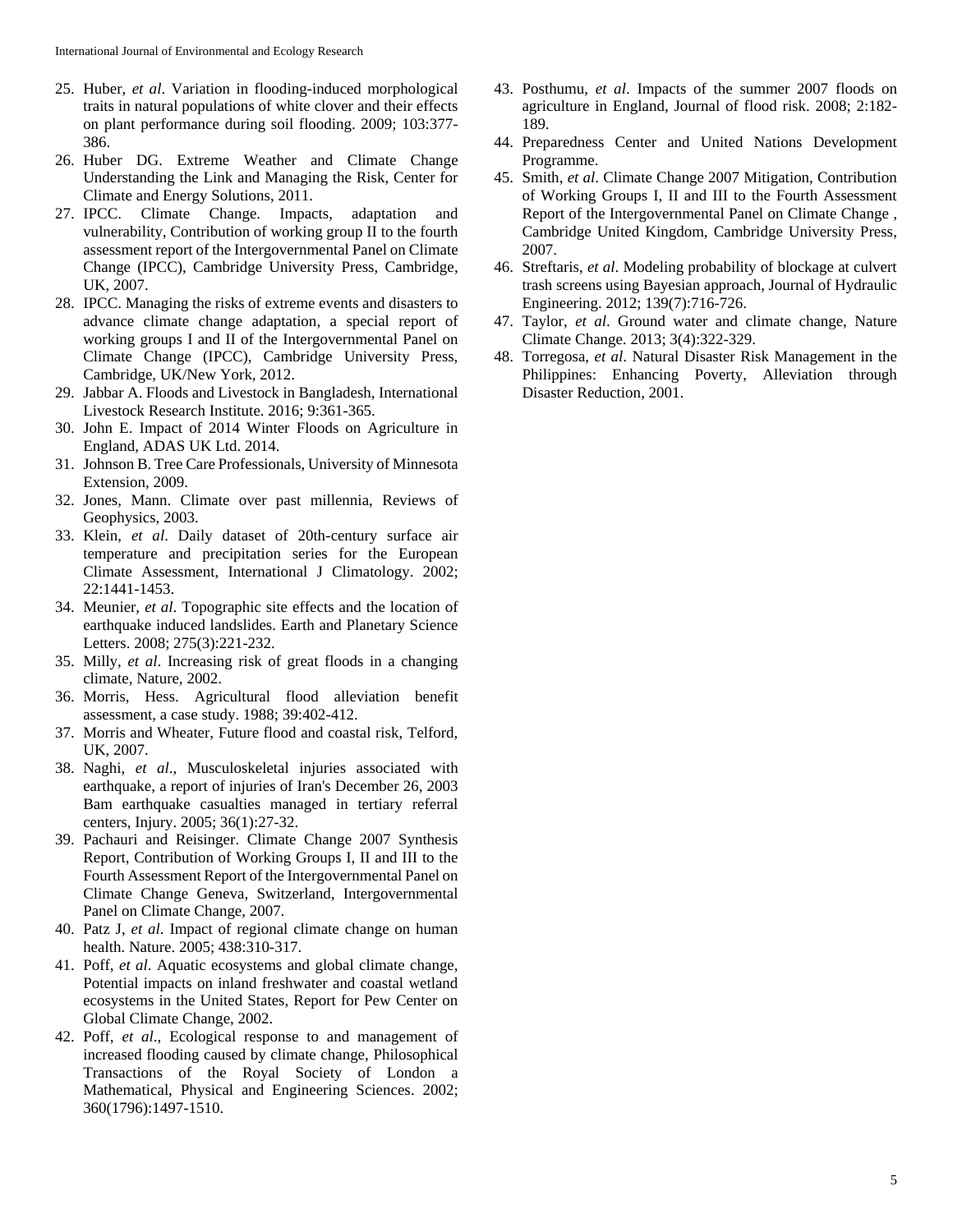25. Huber, *et al*. Variation in flooding-induced morphological traits in natural populations of white clover and their effects on plant performance during soil flooding. 2009; 103:377-386.
26. Huber DG. Extreme Weather and Climate Change Understanding the Link and Managing the Risk, Center for Climate and Energy Solutions, 2011.
27. IPCC. Climate Change. Impacts, adaptation and vulnerability, Contribution of working group II to the fourth assessment report of the Intergovernmental Panel on Climate Change (IPCC), Cambridge University Press, Cambridge, UK, 2007.
28. IPCC. Managing the risks of extreme events and disasters to advance climate change adaptation, a special report of working groups I and II of the Intergovernmental Panel on Climate Change (IPCC), Cambridge University Press, Cambridge, UK/New York, 2012.
29. Jabbar A. Floods and Livestock in Bangladesh, International Livestock Research Institute. 2016; 9:361-365.
30. John E. Impact of 2014 Winter Floods on Agriculture in England, ADAS UK Ltd. 2014.
31. Johnson B. Tree Care Professionals, University of Minnesota Extension, 2009.
32. Jones, Mann. Climate over past millennia, Reviews of Geophysics, 2003.
33. Klein, *et al*. Daily dataset of 20th-century surface air temperature and precipitation series for the European Climate Assessment, International J Climatology. 2002; 22:1441-1453.
34. Meunier, *et al*. Topographic site effects and the location of earthquake induced landslides. Earth and Planetary Science Letters. 2008; 275(3):221-232.
35. Milly, *et al*. Increasing risk of great floods in a changing climate, Nature, 2002.
36. Morris, Hess. Agricultural flood alleviation benefit assessment, a case study. 1988; 39:402-412.
37. Morris and Wheater, Future flood and coastal risk, Telford, UK, 2007.
38. Naghi, *et al*., Musculoskeletal injuries associated with earthquake, a report of injuries of Iran's December 26, 2003 Bam earthquake casualties managed in tertiary referral centers, Injury. 2005; 36(1):27-32.
39. Pachauri and Reisinger. Climate Change 2007 Synthesis Report, Contribution of Working Groups I, II and III to the Fourth Assessment Report of the Intergovernmental Panel on Climate Change Geneva, Switzerland, Intergovernmental Panel on Climate Change, 2007.
40. Patz J, *et al*. Impact of regional climate change on human health. Nature. 2005; 438:310-317.
41. Poff, *et al*. Aquatic ecosystems and global climate change, Potential impacts on inland freshwater and coastal wetland ecosystems in the United States, Report for Pew Center on Global Climate Change, 2002.
42. Poff, *et al*., Ecological response to and management of increased flooding caused by climate change, Philosophical Transactions of the Royal Society of London a Mathematical, Physical and Engineering Sciences. 2002; 360(1796):1497-1510.
43. Posthumu, *et al*. Impacts of the summer 2007 floods on agriculture in England, Journal of flood risk. 2008; 2:182-189.
44. Preparedness Center and United Nations Development Programme.
45. Smith, *et al*. Climate Change 2007 Mitigation, Contribution of Working Groups I, II and III to the Fourth Assessment Report of the Intergovernmental Panel on Climate Change , Cambridge United Kingdom, Cambridge University Press, 2007.
46. Streftaris, *et al*. Modeling probability of blockage at culvert trash screens using Bayesian approach, Journal of Hydraulic Engineering. 2012; 139(7):716-726.
47. Taylor, *et al*. Ground water and climate change, Nature Climate Change. 2013; 3(4):322-329.
48. Torregosa, *et al*. Natural Disaster Risk Management in the Philippines: Enhancing Poverty, Alleviation through Disaster Reduction, 2001.